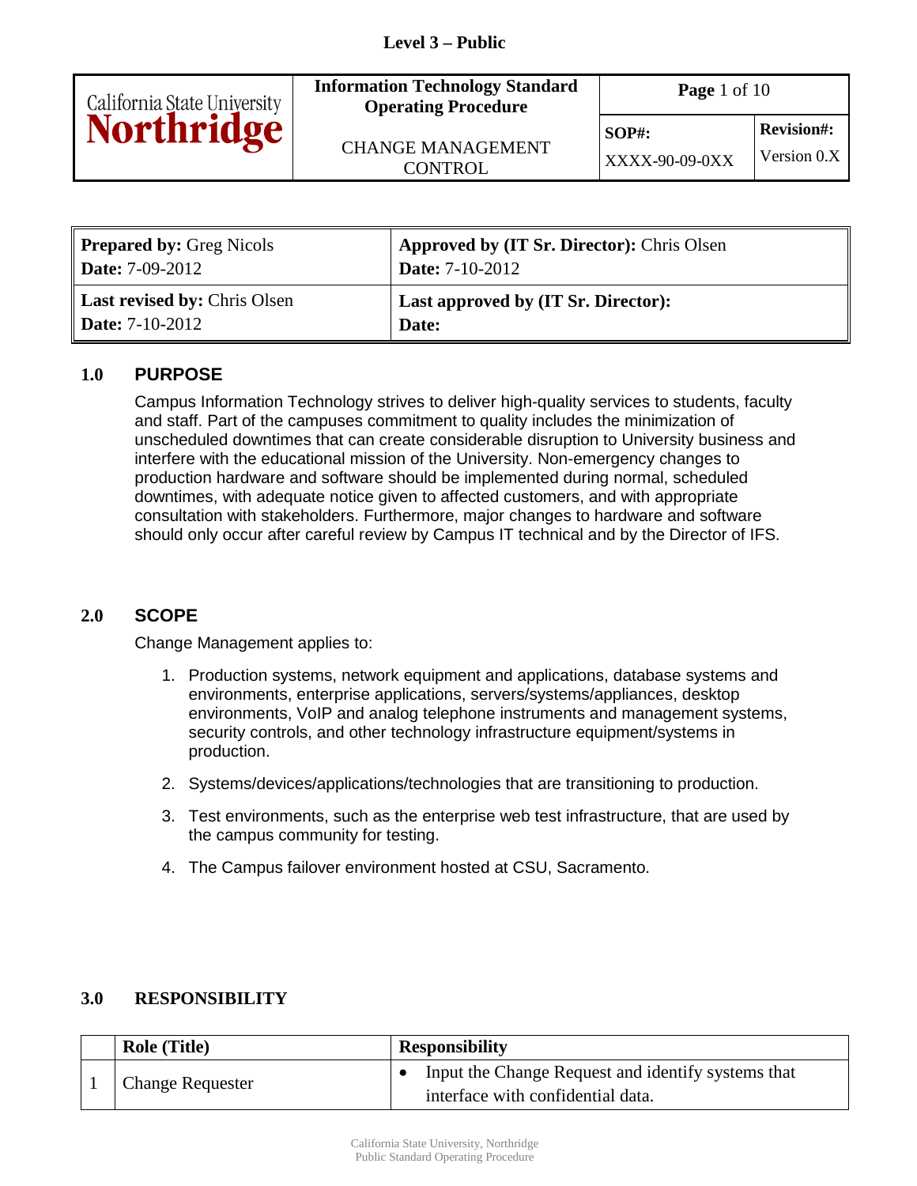Level 3 – Public

| California State University Northridge | Information Technology Standard Operating Procedure<br><br>CHANGE MANAGEMENT CONTROL | Page 1 of 10 | |
|---|---|---|---|
| | | SOP#:<br>XXXX-90-09-0XX | Revision#:<br>Version 0.X |

| | |
|---|---|
| **Prepared by:** Greg Nicols<br>**Date:** 7-09-2012 | **Approved by (IT Sr. Director):** Chris Olsen<br>**Date:** 7-10-2012 |
| **Last revised by:** Chris Olsen<br>**Date:** 7-10-2012 | **Last approved by (IT Sr. Director):**<br>**Date:** |

## 1.0 PURPOSE

Campus Information Technology strives to deliver high-quality services to students, faculty and staff. Part of the campuses commitment to quality includes the minimization of unscheduled downtimes that can create considerable disruption to University business and interfere with the educational mission of the University. Non-emergency changes to production hardware and software should be implemented during normal, scheduled downtimes, with adequate notice given to affected customers, and with appropriate consultation with stakeholders. Furthermore, major changes to hardware and software should only occur after careful review by Campus IT technical and by the Director of IFS.

## 2.0 SCOPE

Change Management applies to:

1. Production systems, network equipment and applications, database systems and environments, enterprise applications, servers/systems/appliances, desktop environments, VoIP and analog telephone instruments and management systems, security controls, and other technology infrastructure equipment/systems in production.
2. Systems/devices/applications/technologies that are transitioning to production.
3. Test environments, such as the enterprise web test infrastructure, that are used by the campus community for testing.
4. The Campus failover environment hosted at CSU, Sacramento.

## 3.0 RESPONSIBILITY

| | Role (Title) | Responsibility |
|---|---|---|
| 1 | Change Requester | • Input the Change Request and identify systems that interface with confidential data. |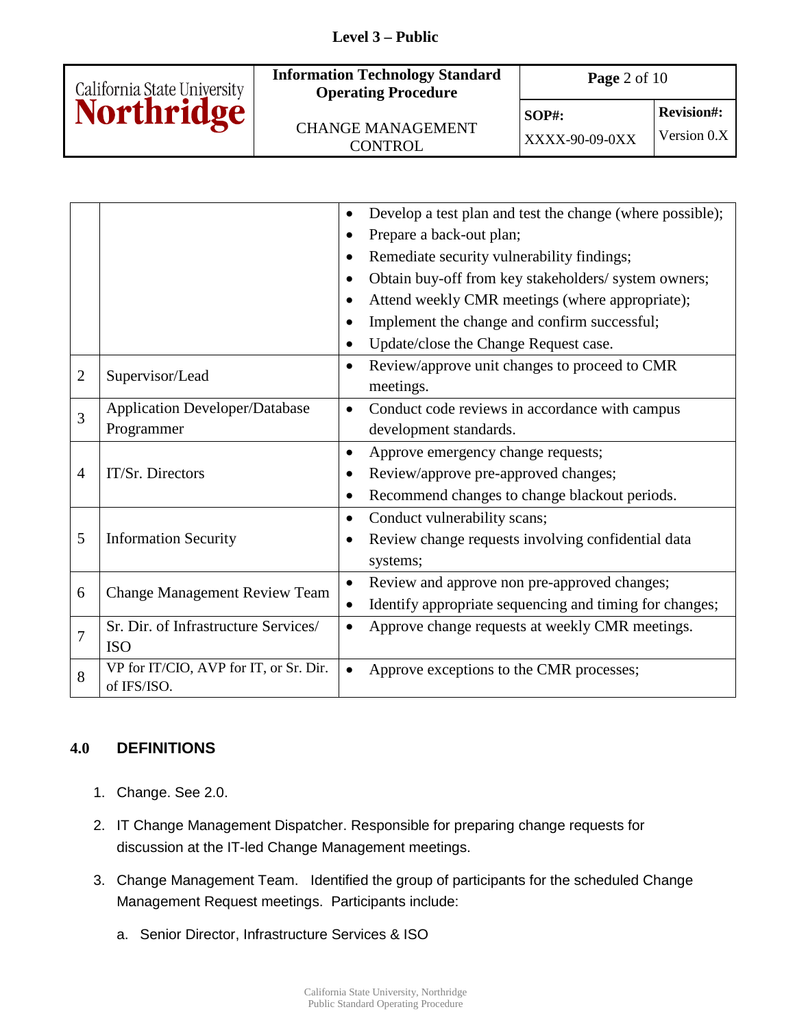| | | |
|---|---|---|
| | | • Develop a test plan and test the change (where possible);<br>• Prepare a back-out plan;<br>• Remediate security vulnerability findings;<br>• Obtain buy-off from key stakeholders/ system owners;<br>• Attend weekly CMR meetings (where appropriate);<br>• Implement the change and confirm successful;<br>• Update/close the Change Request case. |
| 2 | Supervisor/Lead | • Review/approve unit changes to proceed to CMR meetings. |
| 3 | Application Developer/Database Programmer | • Conduct code reviews in accordance with campus development standards. |
| 4 | IT/Sr. Directors | • Approve emergency change requests;<br>• Review/approve pre-approved changes;<br>• Recommend changes to change blackout periods. |
| 5 | Information Security | • Conduct vulnerability scans;<br>• Review change requests involving confidential data systems; |
| 6 | Change Management Review Team | • Review and approve non pre-approved changes;<br>• Identify appropriate sequencing and timing for changes; |
| 7 | Sr. Dir. of Infrastructure Services/ ISO | • Approve change requests at weekly CMR meetings. |
| 8 | VP for IT/CIO, AVP for IT, or Sr. Dir. of IFS/ISO. | • Approve exceptions to the CMR processes; |

## 4.0 DEFINITIONS

1. Change. See 2.0.
2. IT Change Management Dispatcher. Responsible for preparing change requests for discussion at the IT-led Change Management meetings.
3. Change Management Team. Identified the group of participants for the scheduled Change Management Request meetings. Participants include:
   a. Senior Director, Infrastructure Services & ISO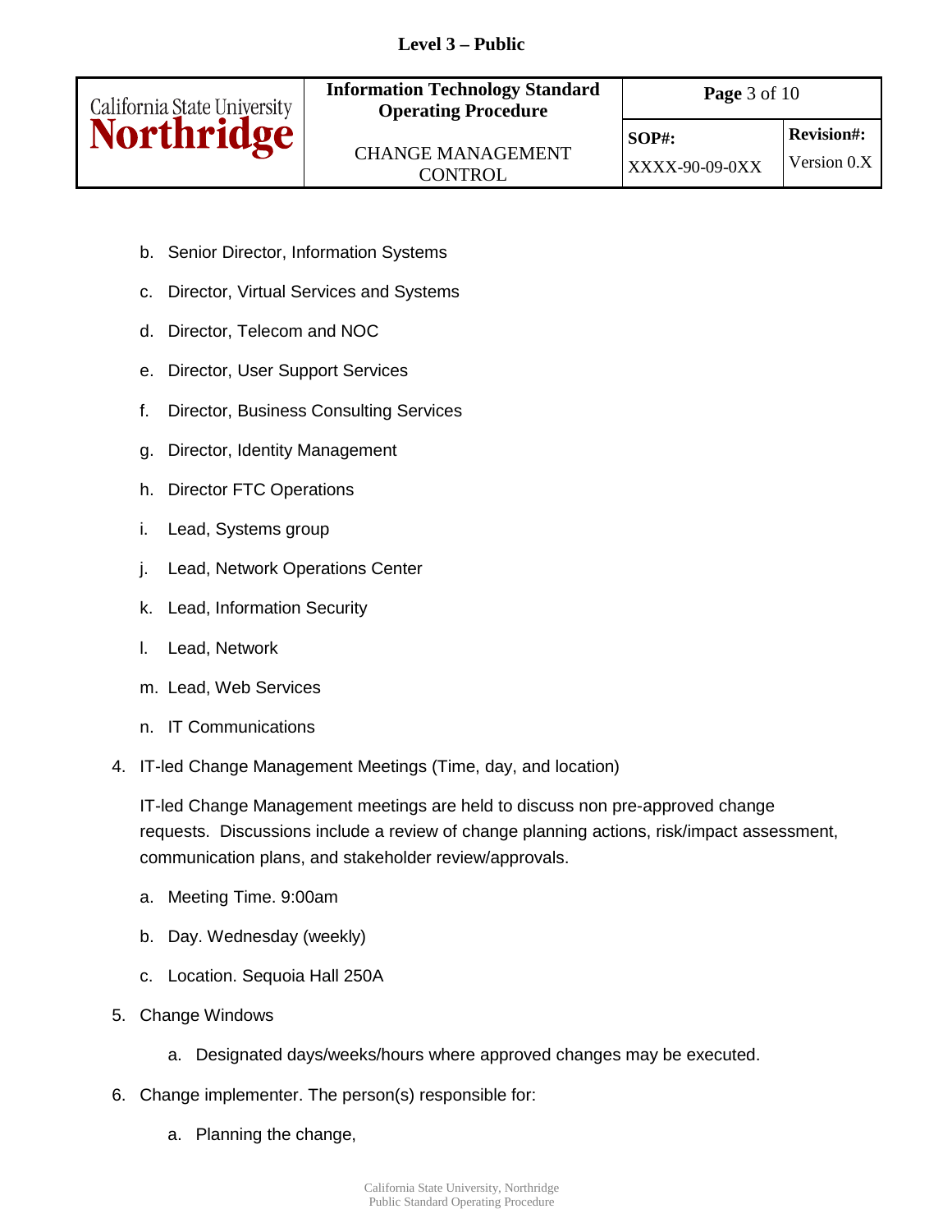b. Senior Director, Information Systems

c. Director, Virtual Services and Systems

d. Director, Telecom and NOC

e. Director, User Support Services

f. Director, Business Consulting Services

g. Director, Identity Management

h. Director FTC Operations

i. Lead, Systems group

j. Lead, Network Operations Center

k. Lead, Information Security

l. Lead, Network

m. Lead, Web Services

n. IT Communications

4. IT-led Change Management Meetings (Time, day, and location)

   IT-led Change Management meetings are held to discuss non pre-approved change requests. Discussions include a review of change planning actions, risk/impact assessment, communication plans, and stakeholder review/approvals.

   a. Meeting Time. 9:00am

   b. Day. Wednesday (weekly)

   c. Location. Sequoia Hall 250A

5. Change Windows

   a. Designated days/weeks/hours where approved changes may be executed.

6. Change implementer. The person(s) responsible for:

   a. Planning the change,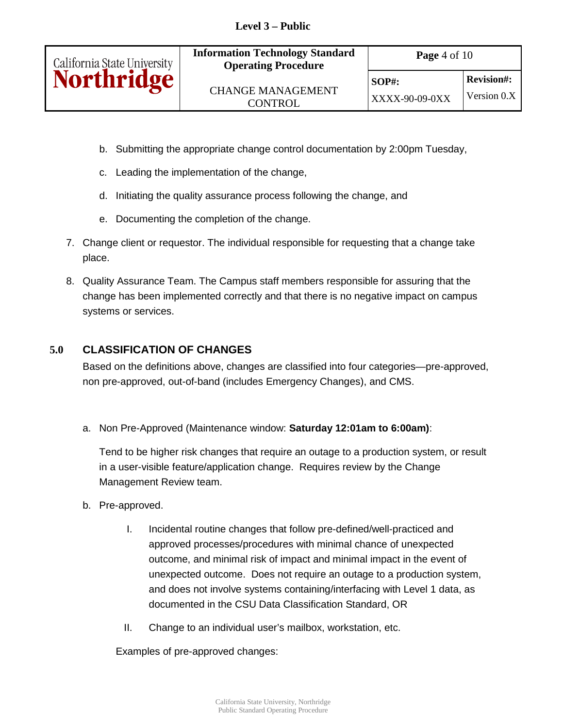b. Submitting the appropriate change control documentation by 2:00pm Tuesday,

c. Leading the implementation of the change,

d. Initiating the quality assurance process following the change, and

e. Documenting the completion of the change.

7. Change client or requestor. The individual responsible for requesting that a change take place.

8. Quality Assurance Team. The Campus staff members responsible for assuring that the change has been implemented correctly and that there is no negative impact on campus systems or services.

## 5.0 CLASSIFICATION OF CHANGES

Based on the definitions above, changes are classified into four categories—pre-approved, non pre-approved, out-of-band (includes Emergency Changes), and CMS.

a. Non Pre-Approved (Maintenance window: **Saturday 12:01am to 6:00am)**:

   Tend to be higher risk changes that require an outage to a production system, or result in a user-visible feature/application change. Requires review by the Change Management Review team.

b. Pre-approved.

   I. Incidental routine changes that follow pre-defined/well-practiced and approved processes/procedures with minimal chance of unexpected outcome, and minimal risk of impact and minimal impact in the event of unexpected outcome. Does not require an outage to a production system, and does not involve systems containing/interfacing with Level 1 data, as documented in the CSU Data Classification Standard, OR

   II. Change to an individual user's mailbox, workstation, etc.

   Examples of pre-approved changes: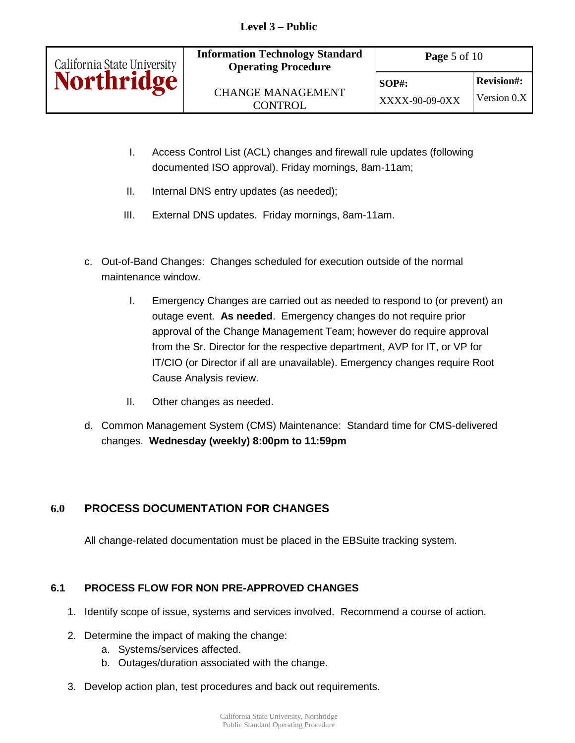I. Access Control List (ACL) changes and firewall rule updates (following documented ISO approval). Friday mornings, 8am-11am;

II. Internal DNS entry updates (as needed);

III. External DNS updates. Friday mornings, 8am-11am.

c. Out-of-Band Changes: Changes scheduled for execution outside of the normal maintenance window.

   I. Emergency Changes are carried out as needed to respond to (or prevent) an outage event. **As needed**. Emergency changes do not require prior approval of the Change Management Team; however do require approval from the Sr. Director for the respective department, AVP for IT, or VP for IT/CIO (or Director if all are unavailable). Emergency changes require Root Cause Analysis review.

   II. Other changes as needed.

d. Common Management System (CMS) Maintenance: Standard time for CMS-delivered changes. **Wednesday (weekly) 8:00pm to 11:59pm**

## 6.0 PROCESS DOCUMENTATION FOR CHANGES

All change-related documentation must be placed in the EBSuite tracking system.

### 6.1 PROCESS FLOW FOR NON PRE-APPROVED CHANGES

1. Identify scope of issue, systems and services involved. Recommend a course of action.
2. Determine the impact of making the change:
   a. Systems/services affected.
   b. Outages/duration associated with the change.
3. Develop action plan, test procedures and back out requirements.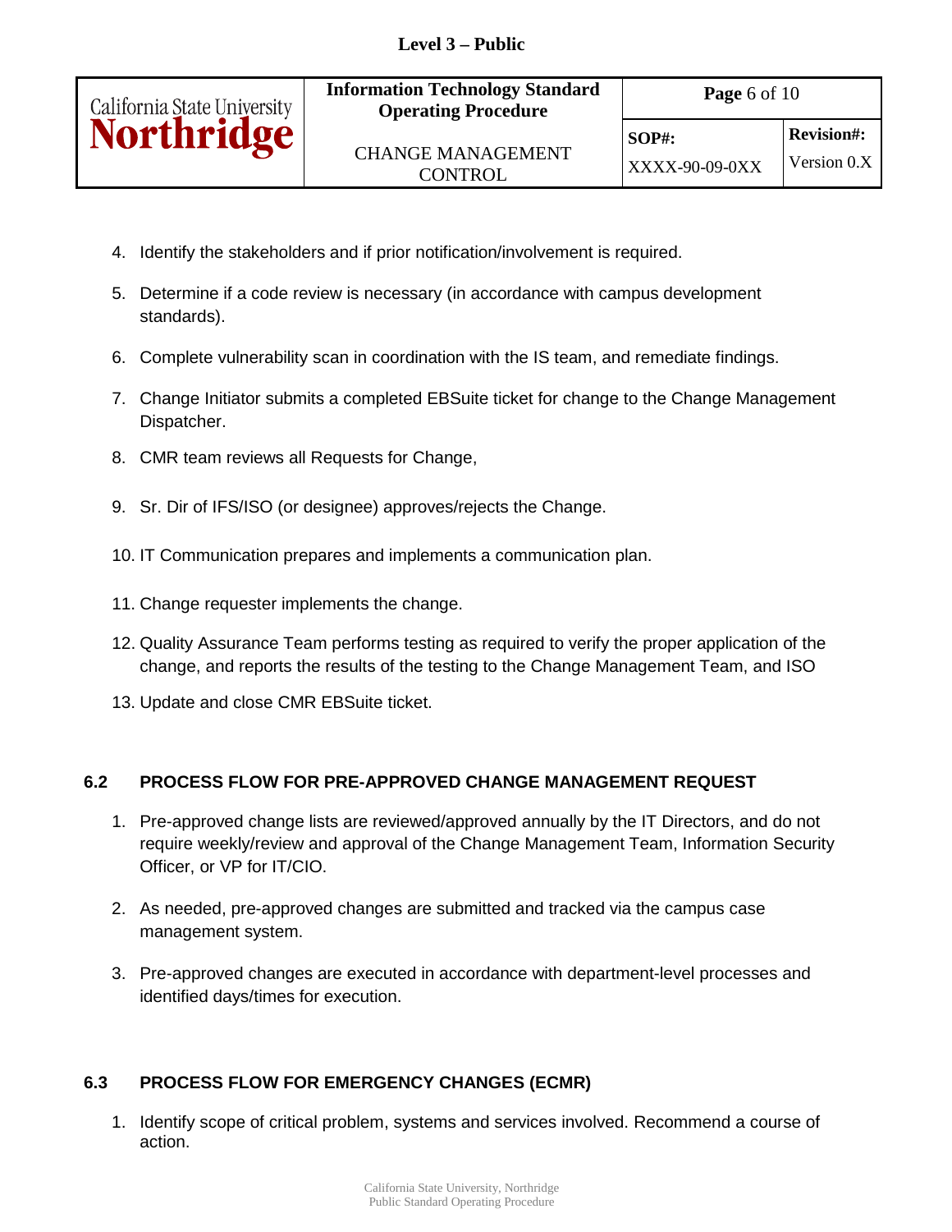4. Identify the stakeholders and if prior notification/involvement is required.

5. Determine if a code review is necessary (in accordance with campus development standards).

6. Complete vulnerability scan in coordination with the IS team, and remediate findings.

7. Change Initiator submits a completed EBSuite ticket for change to the Change Management Dispatcher.

8. CMR team reviews all Requests for Change,

9. Sr. Dir of IFS/ISO (or designee) approves/rejects the Change.

10. IT Communication prepares and implements a communication plan.

11. Change requester implements the change.

12. Quality Assurance Team performs testing as required to verify the proper application of the change, and reports the results of the testing to the Change Management Team, and ISO

13. Update and close CMR EBSuite ticket.

## 6.2 PROCESS FLOW FOR PRE-APPROVED CHANGE MANAGEMENT REQUEST

1. Pre-approved change lists are reviewed/approved annually by the IT Directors, and do not require weekly/review and approval of the Change Management Team, Information Security Officer, or VP for IT/CIO.

2. As needed, pre-approved changes are submitted and tracked via the campus case management system.

3. Pre-approved changes are executed in accordance with department-level processes and identified days/times for execution.

## 6.3 PROCESS FLOW FOR EMERGENCY CHANGES (ECMR)

1. Identify scope of critical problem, systems and services involved. Recommend a course of action.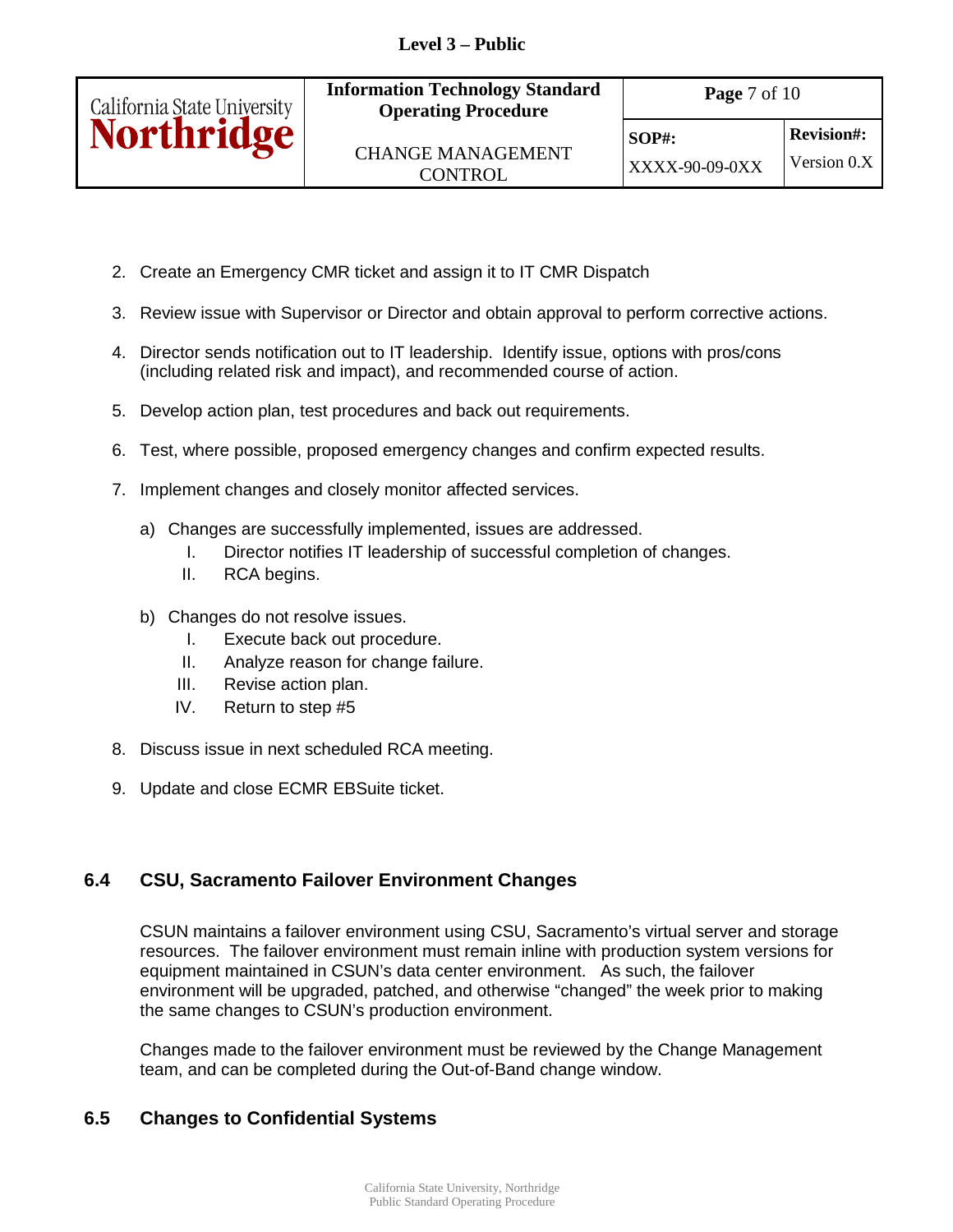2. Create an Emergency CMR ticket and assign it to IT CMR Dispatch

3. Review issue with Supervisor or Director and obtain approval to perform corrective actions.

4. Director sends notification out to IT leadership. Identify issue, options with pros/cons (including related risk and impact), and recommended course of action.

5. Develop action plan, test procedures and back out requirements.

6. Test, where possible, proposed emergency changes and confirm expected results.

7. Implement changes and closely monitor affected services.

   a) Changes are successfully implemented, issues are addressed.
      I. Director notifies IT leadership of successful completion of changes.
      II. RCA begins.

   b) Changes do not resolve issues.
      I. Execute back out procedure.
      II. Analyze reason for change failure.
      III. Revise action plan.
      IV. Return to step #5

8. Discuss issue in next scheduled RCA meeting.

9. Update and close ECMR EBSuite ticket.

## 6.4 CSU, Sacramento Failover Environment Changes

CSUN maintains a failover environment using CSU, Sacramento's virtual server and storage resources. The failover environment must remain inline with production system versions for equipment maintained in CSUN's data center environment. As such, the failover environment will be upgraded, patched, and otherwise "changed" the week prior to making the same changes to CSUN's production environment.

Changes made to the failover environment must be reviewed by the Change Management team, and can be completed during the Out-of-Band change window.

## 6.5 Changes to Confidential Systems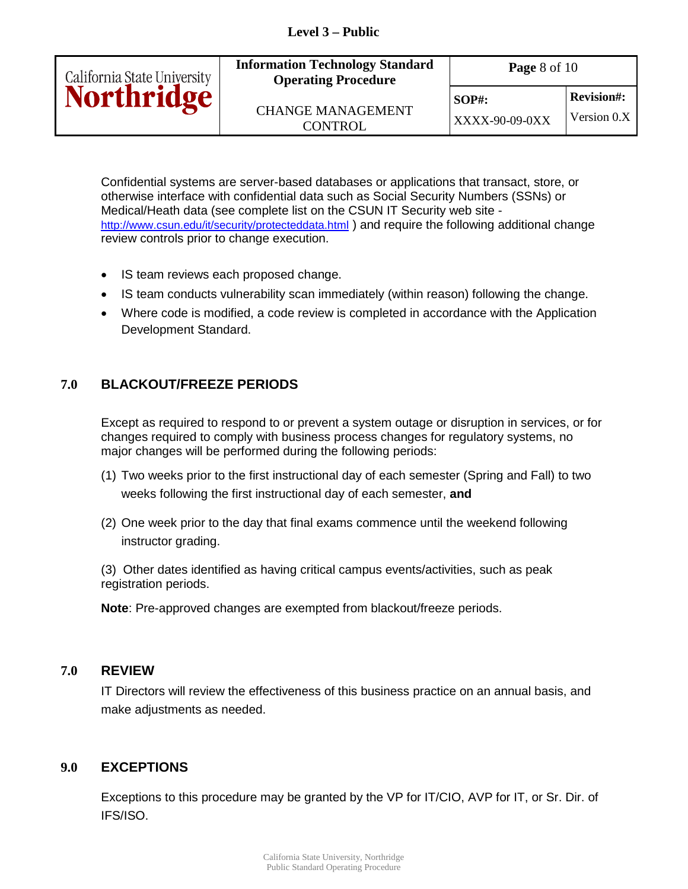Confidential systems are server-based databases or applications that transact, store, or otherwise interface with confidential data such as Social Security Numbers (SSNs) or Medical/Heath data (see complete list on the CSUN IT Security web site - http://www.csun.edu/it/security/protecteddata.html ) and require the following additional change review controls prior to change execution.

- IS team reviews each proposed change.
- IS team conducts vulnerability scan immediately (within reason) following the change.
- Where code is modified, a code review is completed in accordance with the Application Development Standard.

## 7.0 BLACKOUT/FREEZE PERIODS

Except as required to respond to or prevent a system outage or disruption in services, or for changes required to comply with business process changes for regulatory systems, no major changes will be performed during the following periods:

(1) Two weeks prior to the first instructional day of each semester (Spring and Fall) to two weeks following the first instructional day of each semester, **and**

(2) One week prior to the day that final exams commence until the weekend following instructor grading.

(3) Other dates identified as having critical campus events/activities, such as peak registration periods.

**Note**: Pre-approved changes are exempted from blackout/freeze periods.

## 7.0 REVIEW

IT Directors will review the effectiveness of this business practice on an annual basis, and make adjustments as needed.

## 9.0 EXCEPTIONS

Exceptions to this procedure may be granted by the VP for IT/CIO, AVP for IT, or Sr. Dir. of IFS/ISO.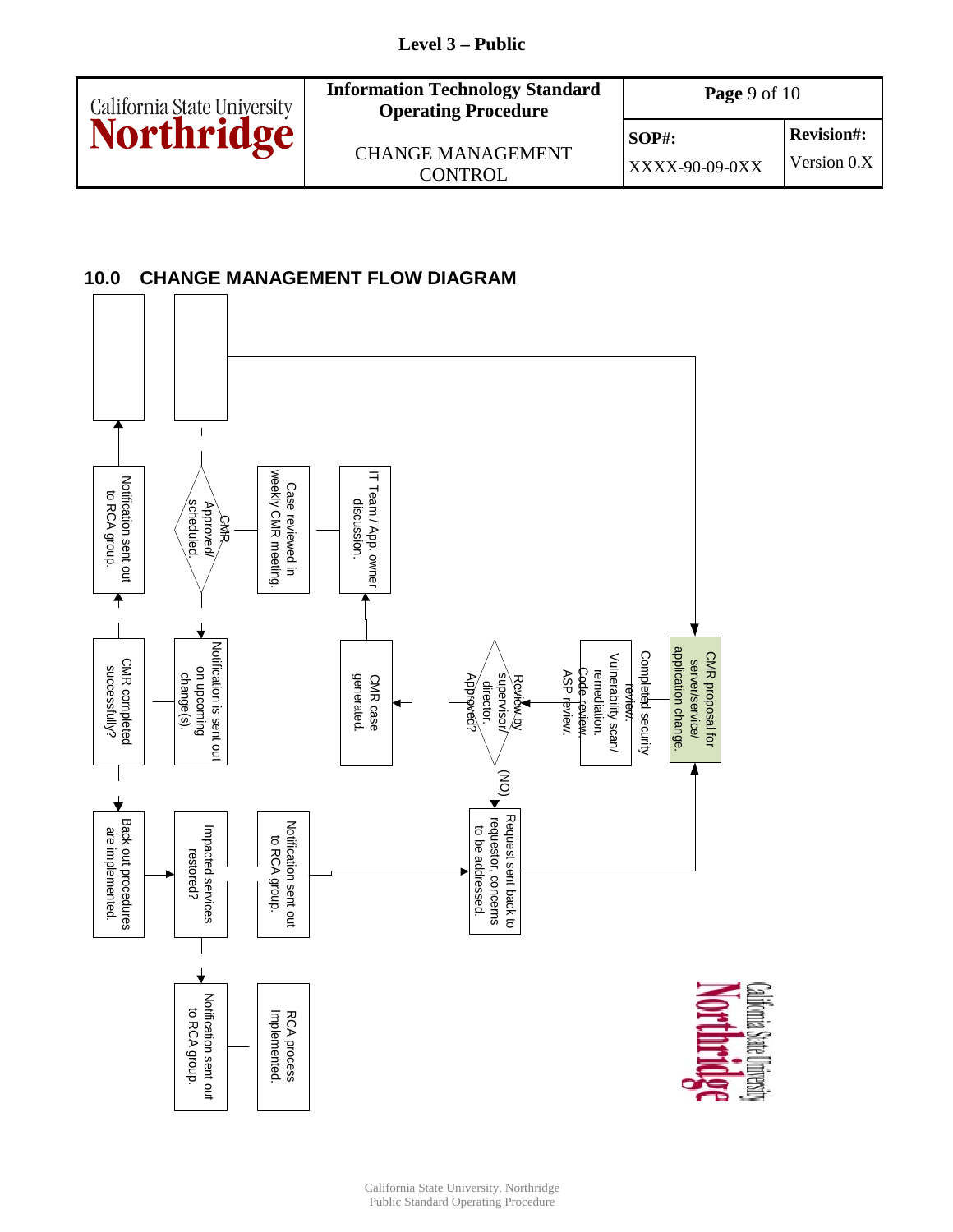## 10.0 CHANGE MANAGEMENT FLOW DIAGRAM

CMR proposal for server/service/ application change.

Completed security review.

Vulnerability scan/ remediation.

Code review.

ASP review.

Review by supervisor/ director. Approved?

(NO)

Request sent back to requestor, concerns to be addressed.

CMR case generated.

IT Team / App. owner discussion.

Case reviewed in weekly CMR meeting.

CMR Approved/ scheduled.

Notification is sent out on upcoming change(s).

Notification sent out to RCA group.

CMR completed successfully?

Back out procedures are implemented.

Impacted services restored?

Notification sent out to RCA group.

Notification sent out to RCA group.

RCA process Implemented.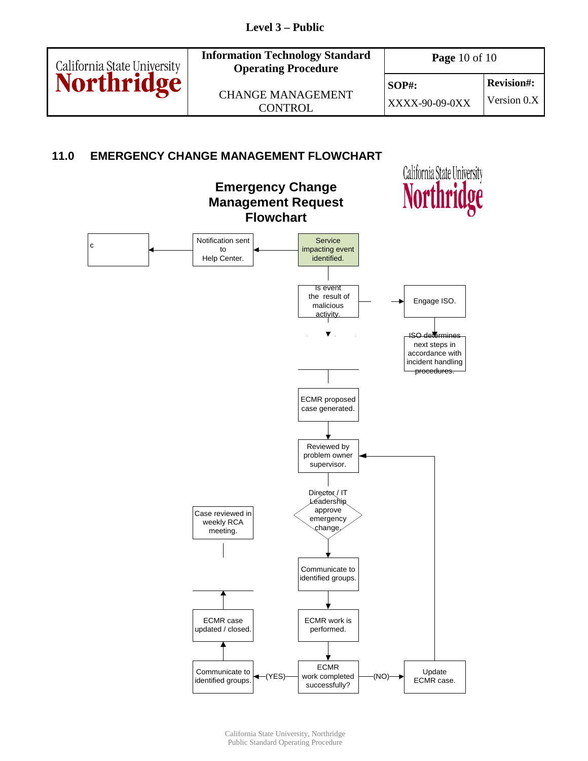## 11.0 EMERGENCY CHANGE MANAGEMENT FLOWCHART

Emergency Change Management Request Flowchart

c

Notification sent to Help Center.

Service impacting event identified.

Is event the result of malicious activity.

Engage ISO.

ISO determines next steps in accordance with incident handling procedures.

ECMR proposed case generated.

Reviewed by problem owner supervisor.

Director / IT Leadership approve emergency change.

Case reviewed in weekly RCA meeting.

Communicate to identified groups.

ECMR work is performed.

ECMR case updated / closed.

Communicate to identified groups.

(YES)

ECMR work completed successfully?

(NO)

Update ECMR case.